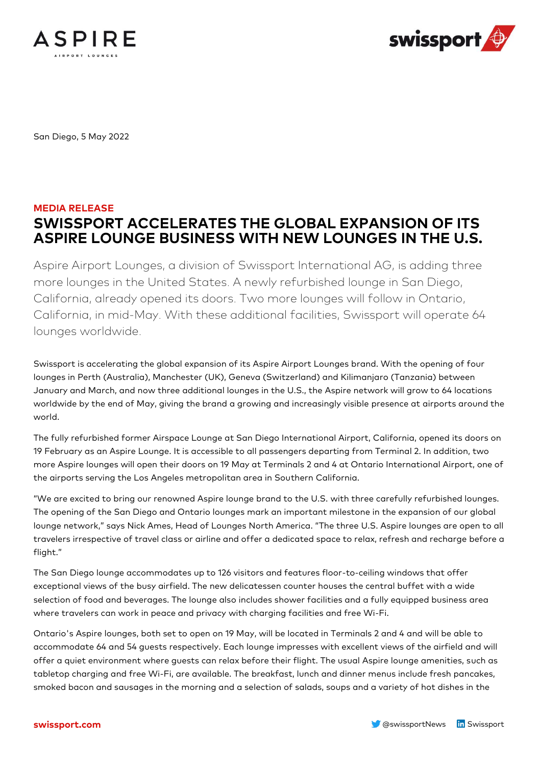San Diego, 5 May 2022

**MEDIA RELEASE**

# SWISSPORT ACCELERATES THE GLOBAL EXPANSION OF ITS ASPIRE LOUNGE BUSINESS WITH NEW LOUNGES IN THE U.S.

Aspire Airport Lounges, a division of Swissport International AG, is adding three more lounges in the United States. A newly refurbished lounge in San Diego, California, already opened its doors. Two more lounges will follow in Ontario, California, in mid-May. With these additional facilities, Swissport will operate 64 lounges worldwide.

Swissport is accelerating the global expansion of its Aspire Airport Lounges brand. With the opening of four lounges in Perth (Australia), Manchester (UK), Geneva (Switzerland) and Kilimanjaro (Tanzania) between January and March, and now three additional lounges in the U.S., the Aspire network will grow to 64 locations worldwide by the end of May, giving the brand a growing and increasingly visible presence at airports around the world.

The fully refurbished former Airspace Lounge at San Diego International Airport, California, opened its doors on 19 February as an Aspire Lounge. It is accessible to all passengers departing from Terminal 2. In addition, two more Aspire lounges will open their doors on 19 May at Terminals 2 and 4 at Ontario International Airport, one of the airports serving the Los Angeles metropolitan area in Southern California.

"We are excited to bring our renowned Aspire lounge brand to the U.S. with three carefully refurbished lounges. The opening of the San Diego and Ontario lounges mark an important milestone in the expansion of our global lounge network," says Nick Ames, Head of Lounges North America. "The three U.S. Aspire lounges are open to all travelers irrespective of travel class or airline and offer a dedicated space to relax, refresh and recharge before a flight."

The San Diego lounge accommodates up to 126 visitors and features floor-to-ceiling windows that offer exceptional views of the busy airfield. The new delicatessen counter houses the central buffet with a wide selection of food and beverages. The lounge also includes shower facilities and a fully equipped business area where travelers can work in peace and privacy with charging facilities and free Wi-Fi.

Ontario's Aspire lounges, both set to open on 19 May, will be located in Terminals 2 and 4 and will be able to accommodate 64 and 54 guests respectively. Each lounge impresses with excellent views of the airfield and will offer a quiet environment where guests can relax before their flight. The usual Aspire lounge amenities, such as tabletop charging and free Wi-Fi, are available. The breakfast, lunch and dinner menus include fresh pancakes, smoked bacon and sausages in the morning and a selection of salads, soups and a variety of hot dishes in the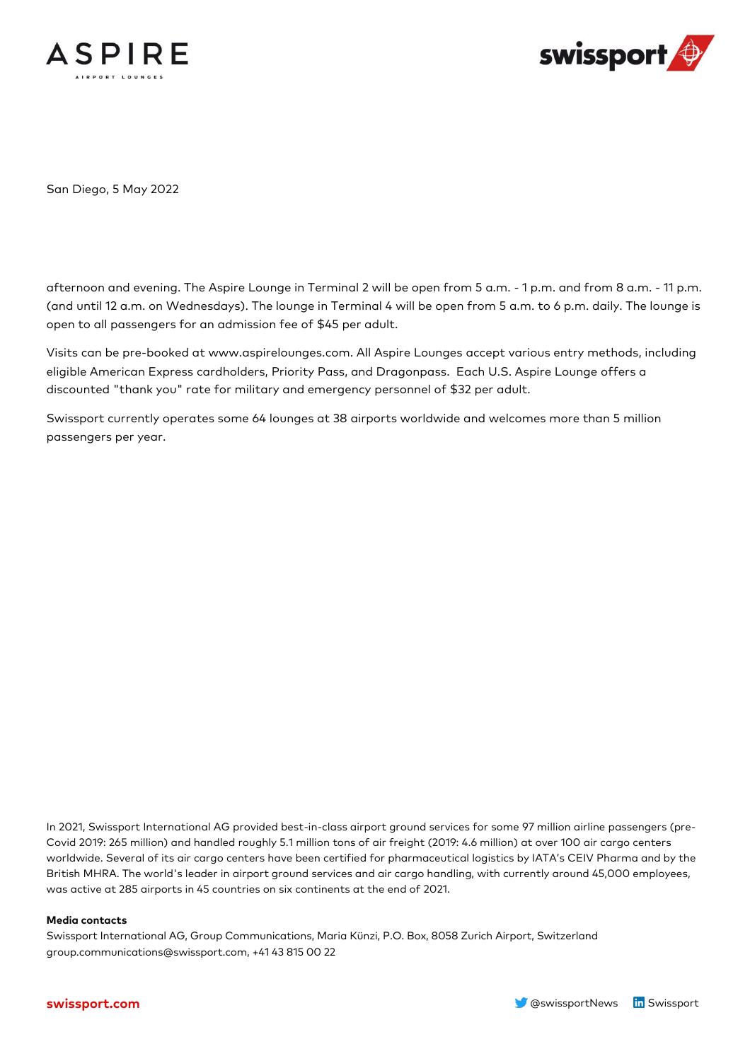San Diego, 5 May 2022

afternoon and evening. The Aspire Lounge in Terminal 2 will be open from 5 a.m. - 1 p.m. and from 8 a.m. - 11 p.m. (and until 12 a.m. on Wednesdays). The lounge in Terminal 4 will be open from 5 a.m. to 6 p.m. daily. The lounge is open to all passengers for an admission fee of $45 per adult.

Visits can be pre-booked at www.aspirelounges.com. All Aspire Lounges accept various entry methods, including eligible American Express cardholders, Priority Pass, and Dragonpass. Each U.S. Aspire Lounge offers a discounted "thank you" rate for military and emergency personnel of $32 per adult.

Swissport currently operates some 64 lounges at 38 airports worldwide and welcomes more than 5 million passengers per year.

In 2021, Swissport International AG provided best-in-class airport ground services for some 97 million airline passengers (pre-Covid 2019: 265 million) and handled roughly 5.1 million tons of air freight (2019: 4.6 million) at over 100 air cargo centers worldwide. Several of its air cargo centers have been certified for pharmaceutical logistics by IATA's CEIV Pharma and by the British MHRA. The world's leader in airport ground services and air cargo handling, with currently around 45,000 employees, was active at 285 airports in 45 countries on six continents at the end of 2021.

**Media contacts**

Swissport International AG, Group Communications, Maria Künzi, P.O. Box, 8058 Zurich Airport, Switzerland
group.communications@swissport.com, +41 43 815 00 22

swissport.com    @swissportNews    Swissport